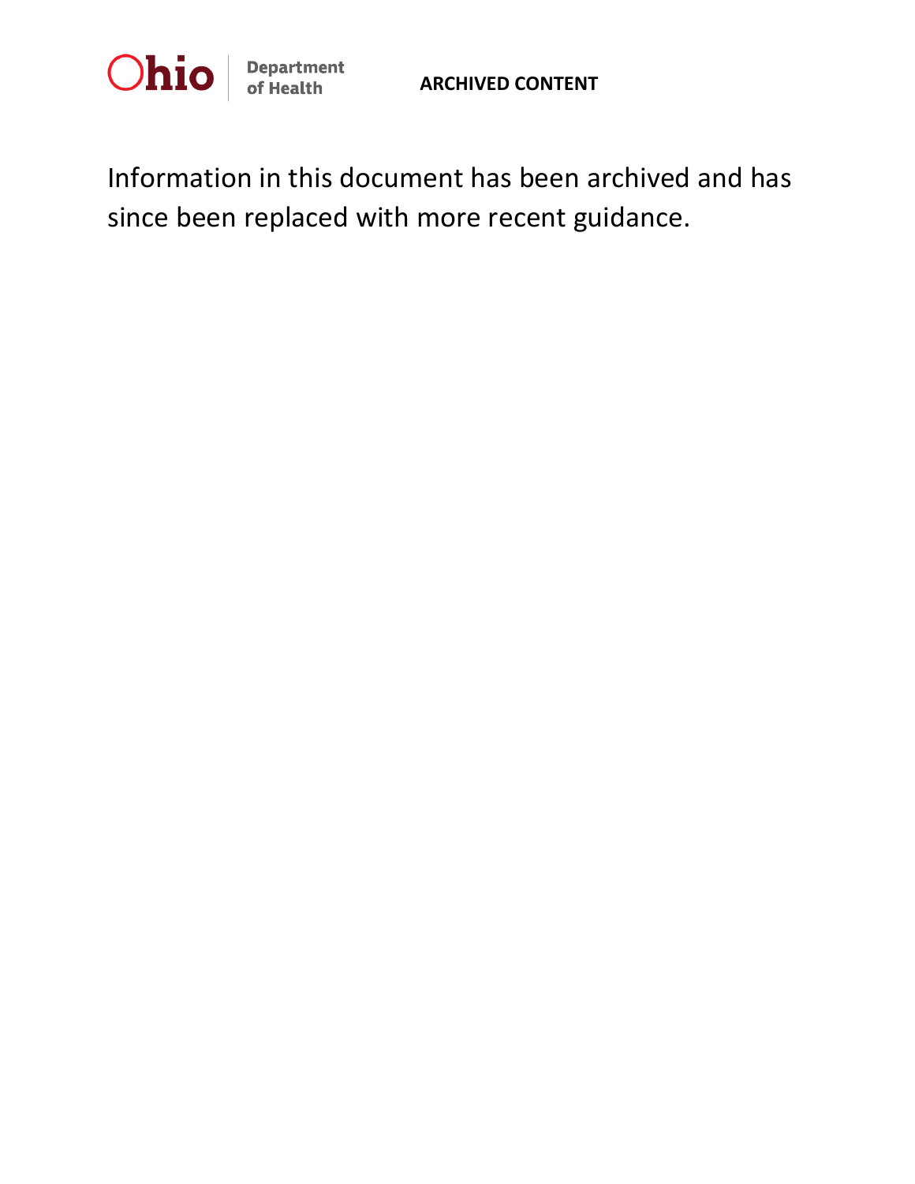Ohio Department of Health

**ARCHIVED CONTENT**

Information in this document has been archived and has since been replaced with more recent guidance.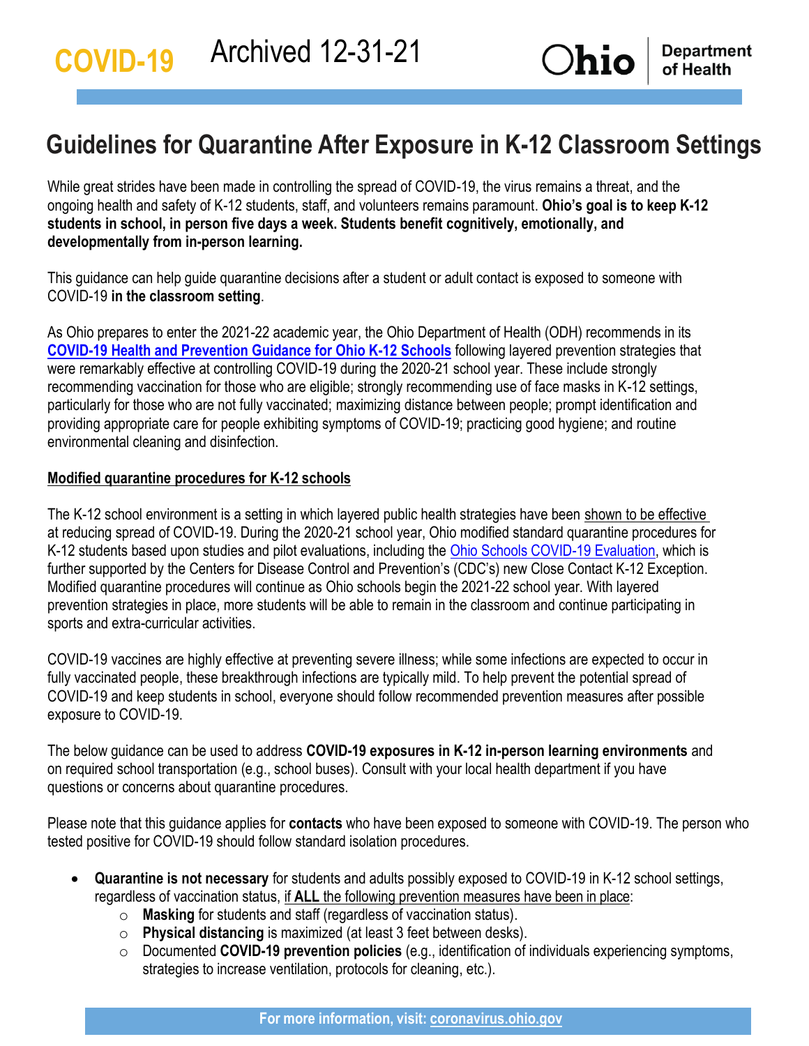COVID-19 Archived 12-31-21

# Guidelines for Quarantine After Exposure in K-12 Classroom Settings

While great strides have been made in controlling the spread of COVID-19, the virus remains a threat, and the ongoing health and safety of K-12 students, staff, and volunteers remains paramount. **Ohio's goal is to keep K-12 students in school, in person five days a week. Students benefit cognitively, emotionally, and developmentally from in-person learning.**

This guidance can help guide quarantine decisions after a student or adult contact is exposed to someone with COVID-19 **in the classroom setting**.

As Ohio prepares to enter the 2021-22 academic year, the Ohio Department of Health (ODH) recommends in its **COVID-19 Health and Prevention Guidance for Ohio K-12 Schools** following layered prevention strategies that were remarkably effective at controlling COVID-19 during the 2020-21 school year. These include strongly recommending vaccination for those who are eligible; strongly recommending use of face masks in K-12 settings, particularly for those who are not fully vaccinated; maximizing distance between people; prompt identification and providing appropriate care for people exhibiting symptoms of COVID-19; practicing good hygiene; and routine environmental cleaning and disinfection.

## Modified quarantine procedures for K-12 schools

The K-12 school environment is a setting in which layered public health strategies have been shown to be effective at reducing spread of COVID-19. During the 2020-21 school year, Ohio modified standard quarantine procedures for K-12 students based upon studies and pilot evaluations, including the Ohio Schools COVID-19 Evaluation, which is further supported by the Centers for Disease Control and Prevention's (CDC's) new Close Contact K-12 Exception. Modified quarantine procedures will continue as Ohio schools begin the 2021-22 school year. With layered prevention strategies in place, more students will be able to remain in the classroom and continue participating in sports and extra-curricular activities.

COVID-19 vaccines are highly effective at preventing severe illness; while some infections are expected to occur in fully vaccinated people, these breakthrough infections are typically mild. To help prevent the potential spread of COVID-19 and keep students in school, everyone should follow recommended prevention measures after possible exposure to COVID-19.

The below guidance can be used to address **COVID-19 exposures in K-12 in-person learning environments** and on required school transportation (e.g., school buses). Consult with your local health department if you have questions or concerns about quarantine procedures.

Please note that this guidance applies for **contacts** who have been exposed to someone with COVID-19. The person who tested positive for COVID-19 should follow standard isolation procedures.

- **Quarantine is not necessary** for students and adults possibly exposed to COVID-19 in K-12 school settings, regardless of vaccination status, if **ALL** the following prevention measures have been in place:
  - **Masking** for students and staff (regardless of vaccination status).
  - **Physical distancing** is maximized (at least 3 feet between desks).
  - Documented **COVID-19 prevention policies** (e.g., identification of individuals experiencing symptoms, strategies to increase ventilation, protocols for cleaning, etc.).

For more information, visit: coronavirus.ohio.gov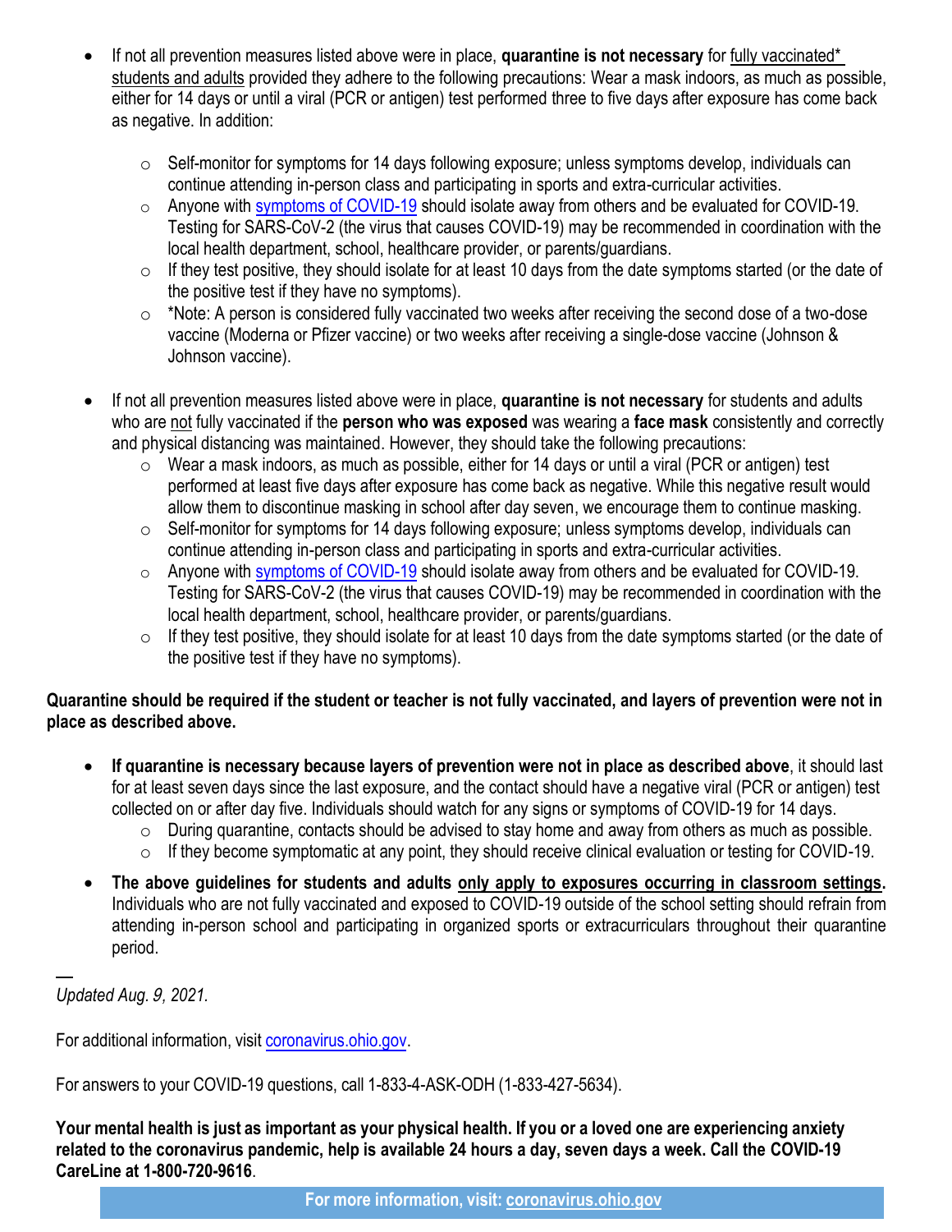- If not all prevention measures listed above were in place, **quarantine is not necessary** for fully vaccinated* students and adults provided they adhere to the following precautions: Wear a mask indoors, as much as possible, either for 14 days or until a viral (PCR or antigen) test performed three to five days after exposure has come back as negative. In addition:
  - Self-monitor for symptoms for 14 days following exposure; unless symptoms develop, individuals can continue attending in-person class and participating in sports and extra-curricular activities.
  - Anyone with [symptoms of COVID-19](symptoms of COVID-19) should isolate away from others and be evaluated for COVID-19. Testing for SARS-CoV-2 (the virus that causes COVID-19) may be recommended in coordination with the local health department, school, healthcare provider, or parents/guardians.
  - If they test positive, they should isolate for at least 10 days from the date symptoms started (or the date of the positive test if they have no symptoms).
  - *Note: A person is considered fully vaccinated two weeks after receiving the second dose of a two-dose vaccine (Moderna or Pfizer vaccine) or two weeks after receiving a single-dose vaccine (Johnson & Johnson vaccine).

- If not all prevention measures listed above were in place, **quarantine is not necessary** for students and adults who are not fully vaccinated if the **person who was exposed** was wearing a **face mask** consistently and correctly and physical distancing was maintained. However, they should take the following precautions:
  - Wear a mask indoors, as much as possible, either for 14 days or until a viral (PCR or antigen) test performed at least five days after exposure has come back as negative. While this negative result would allow them to discontinue masking in school after day seven, we encourage them to continue masking.
  - Self-monitor for symptoms for 14 days following exposure; unless symptoms develop, individuals can continue attending in-person class and participating in sports and extra-curricular activities.
  - Anyone with symptoms of COVID-19 should isolate away from others and be evaluated for COVID-19. Testing for SARS-CoV-2 (the virus that causes COVID-19) may be recommended in coordination with the local health department, school, healthcare provider, or parents/guardians.
  - If they test positive, they should isolate for at least 10 days from the date symptoms started (or the date of the positive test if they have no symptoms).

**Quarantine should be required if the student or teacher is not fully vaccinated, and layers of prevention were not in place as described above.**

- **If quarantine is necessary because layers of prevention were not in place as described above**, it should last for at least seven days since the last exposure, and the contact should have a negative viral (PCR or antigen) test collected on or after day five. Individuals should watch for any signs or symptoms of COVID-19 for 14 days.
  - During quarantine, contacts should be advised to stay home and away from others as much as possible.
  - If they become symptomatic at any point, they should receive clinical evaluation or testing for COVID-19.

- **The above guidelines for students and adults only apply to exposures occurring in classroom settings.** Individuals who are not fully vaccinated and exposed to COVID-19 outside of the school setting should refrain from attending in-person school and participating in organized sports or extracurriculars throughout their quarantine period.

*Updated Aug. 9, 2021.*

For additional information, visit coronavirus.ohio.gov.

For answers to your COVID-19 questions, call 1-833-4-ASK-ODH (1-833-427-5634).

**Your mental health is just as important as your physical health. If you or a loved one are experiencing anxiety related to the coronavirus pandemic, help is available 24 hours a day, seven days a week. Call the COVID-19 CareLine at 1-800-720-9616**.

**For more information, visit: coronavirus.ohio.gov**